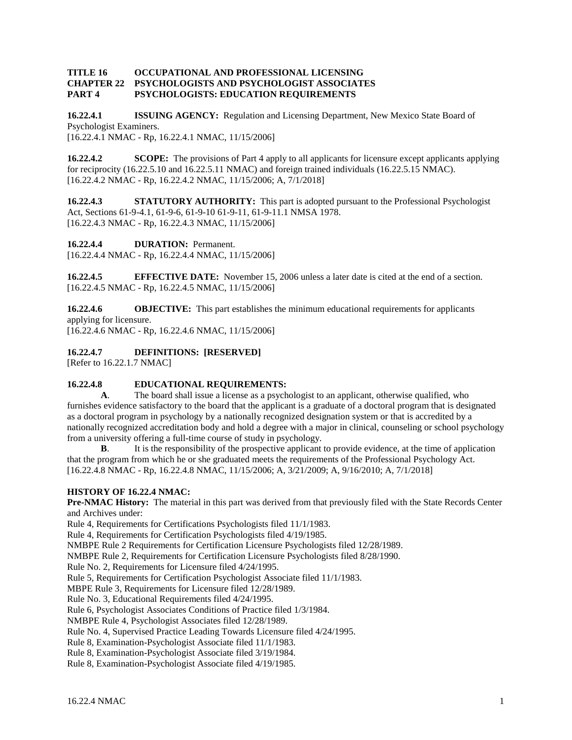**TITLE 16 OCCUPATIONAL AND PROFESSIONAL LICENSING**
**CHAPTER 22 PSYCHOLOGISTS AND PSYCHOLOGIST ASSOCIATES**
**PART 4 PSYCHOLOGISTS: EDUCATION REQUIREMENTS**

**16.22.4.1 ISSUING AGENCY:** Regulation and Licensing Department, New Mexico State Board of Psychologist Examiners.
[16.22.4.1 NMAC - Rp, 16.22.4.1 NMAC, 11/15/2006]

**16.22.4.2 SCOPE:** The provisions of Part 4 apply to all applicants for licensure except applicants applying for reciprocity (16.22.5.10 and 16.22.5.11 NMAC) and foreign trained individuals (16.22.5.15 NMAC).
[16.22.4.2 NMAC - Rp, 16.22.4.2 NMAC, 11/15/2006; A, 7/1/2018]

**16.22.4.3 STATUTORY AUTHORITY:** This part is adopted pursuant to the Professional Psychologist Act, Sections 61-9-4.1, 61-9-6, 61-9-10 61-9-11, 61-9-11.1 NMSA 1978.
[16.22.4.3 NMAC - Rp, 16.22.4.3 NMAC, 11/15/2006]

**16.22.4.4 DURATION:** Permanent.
[16.22.4.4 NMAC - Rp, 16.22.4.4 NMAC, 11/15/2006]

**16.22.4.5 EFFECTIVE DATE:** November 15, 2006 unless a later date is cited at the end of a section.
[16.22.4.5 NMAC - Rp, 16.22.4.5 NMAC, 11/15/2006]

**16.22.4.6 OBJECTIVE:** This part establishes the minimum educational requirements for applicants applying for licensure.
[16.22.4.6 NMAC - Rp, 16.22.4.6 NMAC, 11/15/2006]

**16.22.4.7 DEFINITIONS: [RESERVED]**
[Refer to 16.22.1.7 NMAC]

**16.22.4.8 EDUCATIONAL REQUIREMENTS:**

**A**. The board shall issue a license as a psychologist to an applicant, otherwise qualified, who furnishes evidence satisfactory to the board that the applicant is a graduate of a doctoral program that is designated as a doctoral program in psychology by a nationally recognized designation system or that is accredited by a nationally recognized accreditation body and hold a degree with a major in clinical, counseling or school psychology from a university offering a full-time course of study in psychology.

**B**. It is the responsibility of the prospective applicant to provide evidence, at the time of application that the program from which he or she graduated meets the requirements of the Professional Psychology Act.
[16.22.4.8 NMAC - Rp, 16.22.4.8 NMAC, 11/15/2006; A, 3/21/2009; A, 9/16/2010; A, 7/1/2018]

**HISTORY OF 16.22.4 NMAC:**
**Pre-NMAC History:** The material in this part was derived from that previously filed with the State Records Center and Archives under:
Rule 4, Requirements for Certifications Psychologists filed 11/1/1983.
Rule 4, Requirements for Certification Psychologists filed 4/19/1985.
NMBPE Rule 2 Requirements for Certification Licensure Psychologists filed 12/28/1989.
NMBPE Rule 2, Requirements for Certification Licensure Psychologists filed 8/28/1990.
Rule No. 2, Requirements for Licensure filed 4/24/1995.
Rule 5, Requirements for Certification Psychologist Associate filed 11/1/1983.
MBPE Rule 3, Requirements for Licensure filed 12/28/1989.
Rule No. 3, Educational Requirements filed 4/24/1995.
Rule 6, Psychologist Associates Conditions of Practice filed 1/3/1984.
NMBPE Rule 4, Psychologist Associates filed 12/28/1989.
Rule No. 4, Supervised Practice Leading Towards Licensure filed 4/24/1995.
Rule 8, Examination-Psychologist Associate filed 11/1/1983.
Rule 8, Examination-Psychologist Associate filed 3/19/1984.
Rule 8, Examination-Psychologist Associate filed 4/19/1985.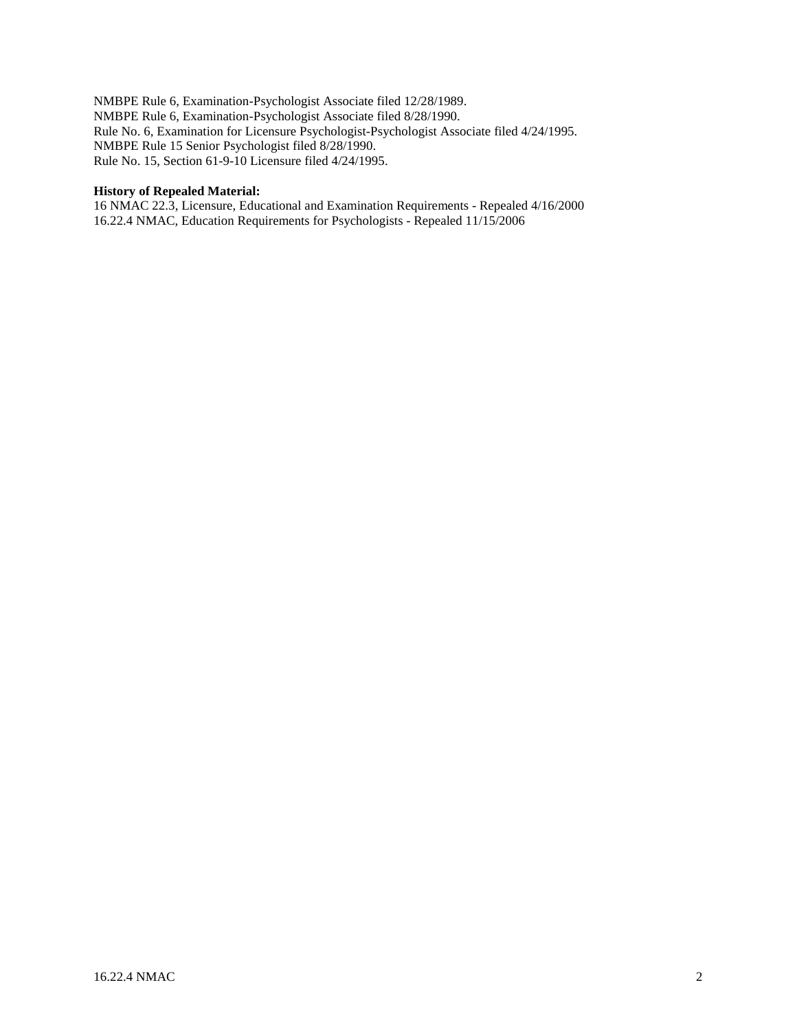NMBPE Rule 6, Examination-Psychologist Associate filed 12/28/1989.
NMBPE Rule 6, Examination-Psychologist Associate filed 8/28/1990.
Rule No. 6, Examination for Licensure Psychologist-Psychologist Associate filed 4/24/1995.
NMBPE Rule 15 Senior Psychologist filed 8/28/1990.
Rule No. 15, Section 61-9-10 Licensure filed 4/24/1995.

**History of Repealed Material:**
16 NMAC 22.3, Licensure, Educational and Examination Requirements - Repealed 4/16/2000
16.22.4 NMAC, Education Requirements for Psychologists - Repealed 11/15/2006